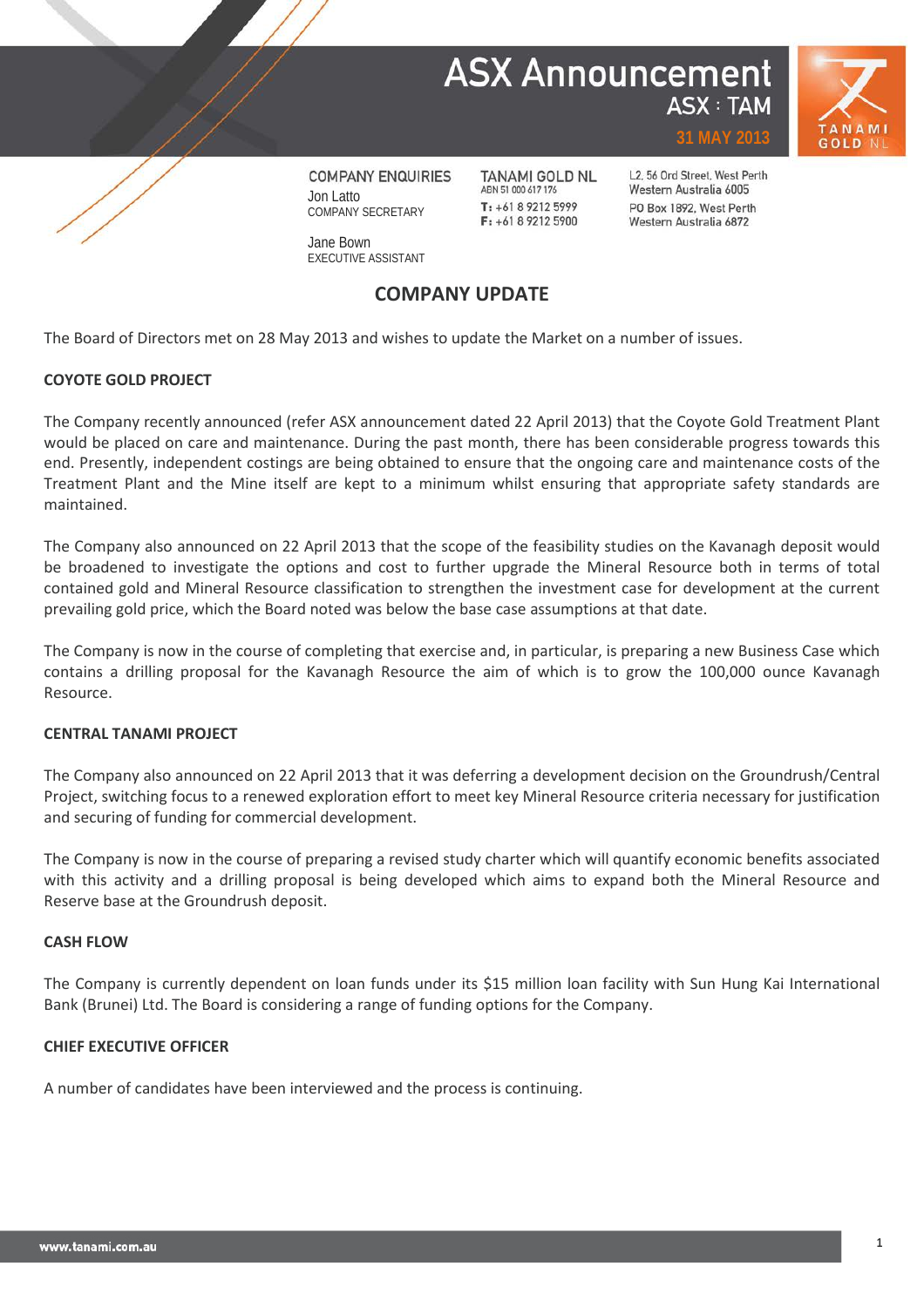# ASX Announcement

ASX : TAM

31 MAY 2013

COMPANY ENQUIRIES
Jon Latto
COMPANY SECRETARY

Jane Bown
EXECUTIVE ASSISTANT

TANAMI GOLD NL
ABN 51 000 617 176
T: +61 8 9212 5999
F: +61 8 9212 5900

L2, 56 Ord Street, West Perth
Western Australia 6005
PO Box 1892, West Perth
Western Australia 6872

## COMPANY UPDATE

The Board of Directors met on 28 May 2013 and wishes to update the Market on a number of issues.

### COYOTE GOLD PROJECT

The Company recently announced (refer ASX announcement dated 22 April 2013) that the Coyote Gold Treatment Plant would be placed on care and maintenance. During the past month, there has been considerable progress towards this end. Presently, independent costings are being obtained to ensure that the ongoing care and maintenance costs of the Treatment Plant and the Mine itself are kept to a minimum whilst ensuring that appropriate safety standards are maintained.

The Company also announced on 22 April 2013 that the scope of the feasibility studies on the Kavanagh deposit would be broadened to investigate the options and cost to further upgrade the Mineral Resource both in terms of total contained gold and Mineral Resource classification to strengthen the investment case for development at the current prevailing gold price, which the Board noted was below the base case assumptions at that date.

The Company is now in the course of completing that exercise and, in particular, is preparing a new Business Case which contains a drilling proposal for the Kavanagh Resource the aim of which is to grow the 100,000 ounce Kavanagh Resource.

### CENTRAL TANAMI PROJECT

The Company also announced on 22 April 2013 that it was deferring a development decision on the Groundrush/Central Project, switching focus to a renewed exploration effort to meet key Mineral Resource criteria necessary for justification and securing of funding for commercial development.

The Company is now in the course of preparing a revised study charter which will quantify economic benefits associated with this activity and a drilling proposal is being developed which aims to expand both the Mineral Resource and Reserve base at the Groundrush deposit.

### CASH FLOW

The Company is currently dependent on loan funds under its $15 million loan facility with Sun Hung Kai International Bank (Brunei) Ltd. The Board is considering a range of funding options for the Company.

### CHIEF EXECUTIVE OFFICER

A number of candidates have been interviewed and the process is continuing.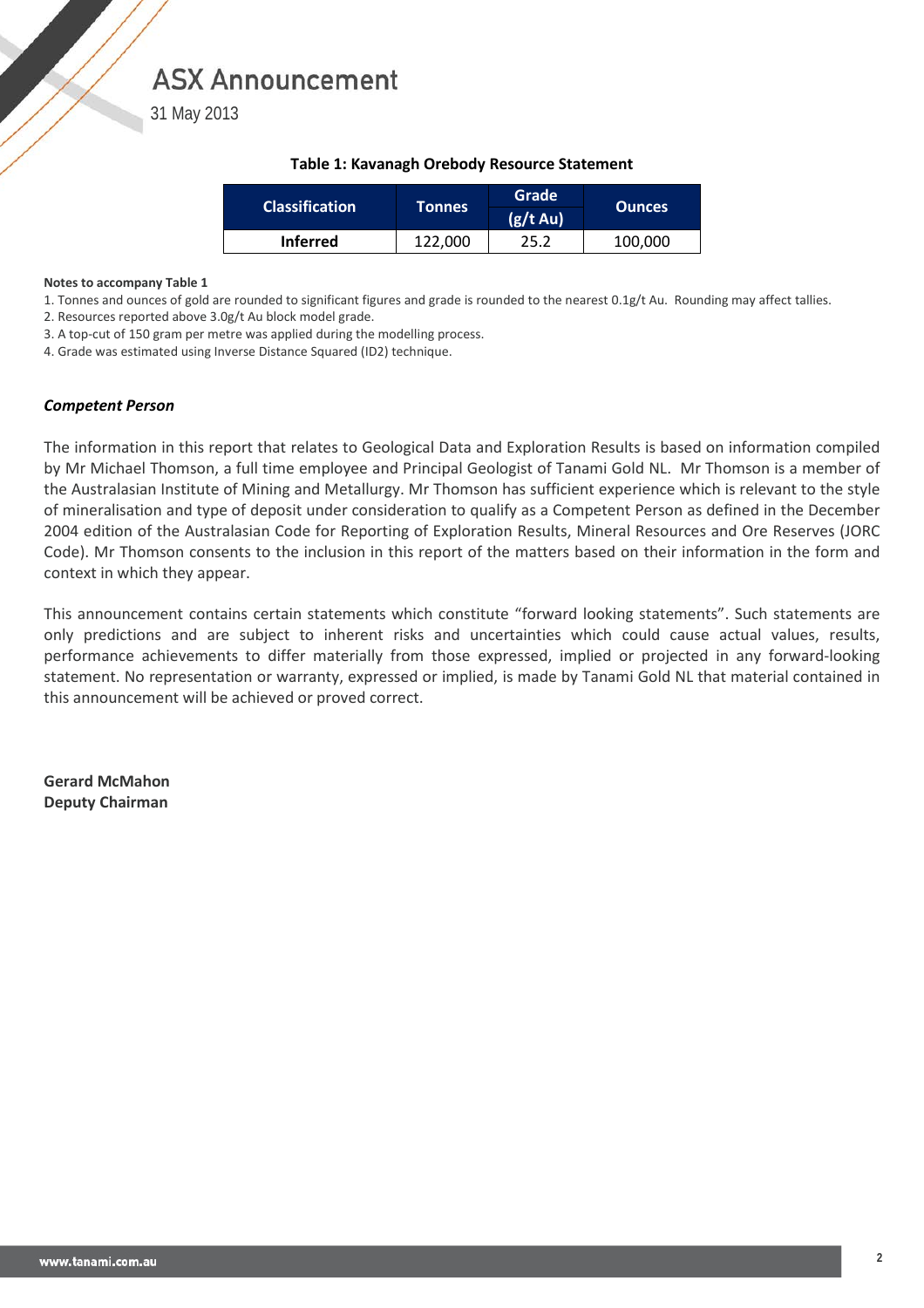**Table 1: Kavanagh Orebody Resource Statement**

| Classification | Tonnes | Grade (g/t Au) | Ounces |
|---|---|---|---|
| **Inferred** | 122,000 | 25.2 | 100,000 |

**Notes to accompany Table 1**

1. Tonnes and ounces of gold are rounded to significant figures and grade is rounded to the nearest 0.1g/t Au. Rounding may affect tallies.
2. Resources reported above 3.0g/t Au block model grade.
3. A top-cut of 150 gram per metre was applied during the modelling process.
4. Grade was estimated using Inverse Distance Squared (ID2) technique.

***Competent Person***

The information in this report that relates to Geological Data and Exploration Results is based on information compiled by Mr Michael Thomson, a full time employee and Principal Geologist of Tanami Gold NL. Mr Thomson is a member of the Australasian Institute of Mining and Metallurgy. Mr Thomson has sufficient experience which is relevant to the style of mineralisation and type of deposit under consideration to qualify as a Competent Person as defined in the December 2004 edition of the Australasian Code for Reporting of Exploration Results, Mineral Resources and Ore Reserves (JORC Code). Mr Thomson consents to the inclusion in this report of the matters based on their information in the form and context in which they appear.

This announcement contains certain statements which constitute "forward looking statements". Such statements are only predictions and are subject to inherent risks and uncertainties which could cause actual values, results, performance achievements to differ materially from those expressed, implied or projected in any forward-looking statement. No representation or warranty, expressed or implied, is made by Tanami Gold NL that material contained in this announcement will be achieved or proved correct.

**Gerard McMahon**
**Deputy Chairman**